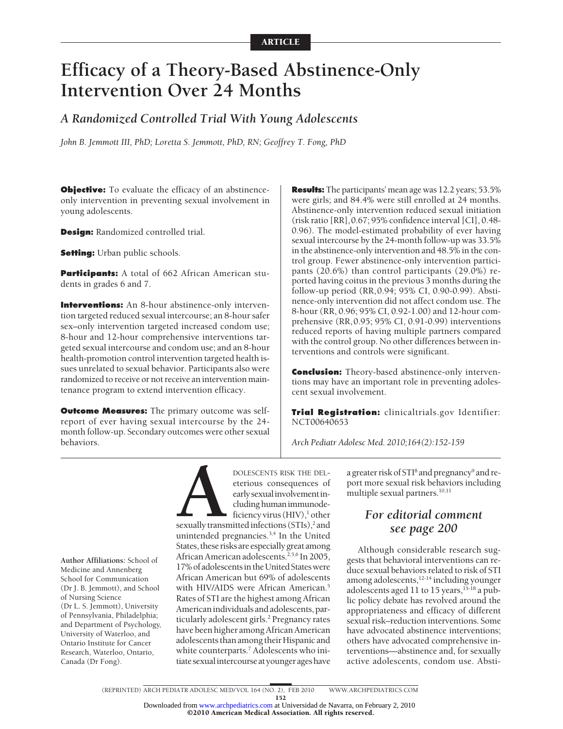ARTICLE

# Efficacy of a Theory-Based Abstinence-Only Intervention Over 24 Months

## *A Randomized Controlled Trial With Young Adolescents*

*John B. Jemmott III, PhD; Loretta S. Jemmott, PhD, RN; Geoffrey T. Fong, PhD*

**Objective:** To evaluate the efficacy of an abstinence-only intervention in preventing sexual involvement in young adolescents.

**Design:** Randomized controlled trial.

**Setting:** Urban public schools.

**Participants:** A total of 662 African American students in grades 6 and 7.

**Interventions:** An 8-hour abstinence-only intervention targeted reduced sexual intercourse; an 8-hour safer sex–only intervention targeted increased condom use; 8-hour and 12-hour comprehensive interventions targeted sexual intercourse and condom use; and an 8-hour health-promotion control intervention targeted health issues unrelated to sexual behavior. Participants also were randomized to receive or not receive an intervention maintenance program to extend intervention efficacy.

**Outcome Measures:** The primary outcome was self-report of ever having sexual intercourse by the 24-month follow-up. Secondary outcomes were other sexual behaviors.

**Results:** The participants' mean age was 12.2 years; 53.5% were girls; and 84.4% were still enrolled at 24 months. Abstinence-only intervention reduced sexual initiation (risk ratio [RR], 0.67; 95% confidence interval [CI], 0.48-0.96). The model-estimated probability of ever having sexual intercourse by the 24-month follow-up was 33.5% in the abstinence-only intervention and 48.5% in the control group. Fewer abstinence-only intervention participants (20.6%) than control participants (29.0%) reported having coitus in the previous 3 months during the follow-up period (RR, 0.94; 95% CI, 0.90-0.99). Abstinence-only intervention did not affect condom use. The 8-hour (RR, 0.96; 95% CI, 0.92-1.00) and 12-hour comprehensive (RR, 0.95; 95% CI, 0.91-0.99) interventions reduced reports of having multiple partners compared with the control group. No other differences between interventions and controls were significant.

**Conclusion:** Theory-based abstinence-only interventions may have an important role in preventing adolescent sexual involvement.

**Trial Registration:** clinicaltrials.gov Identifier: NCT00640653

*Arch Pediatr Adolesc Med. 2010;164(2):152-159*

**Author Affiliations:** School of Medicine and Annenberg School for Communication (Dr J. B. Jemmott), and School of Nursing Science (Dr L. S. Jemmott), University of Pennsylvania, Philadelphia; and Department of Psychology, University of Waterloo, and Ontario Institute for Cancer Research, Waterloo, Ontario, Canada (Dr Fong).

ADOLESCENTS RISK THE DELeterious consequences of early sexual involvement including human immunodeficiency virus (HIV),[1] other sexually transmitted infections (STIs),[2] and unintended pregnancies.[3,4] In the United States, these risks are especially great among African American adolescents.[2,5,6] In 2005, 17% of adolescents in the United States were African American but 69% of adolescents with HIV/AIDS were African American.[5] Rates of STI are the highest among African American individuals and adolescents, particularly adolescent girls.[2] Pregnancy rates have been higher among African American adolescents than among their Hispanic and white counterparts.[7] Adolescents who initiate sexual intercourse at younger ages have a greater risk of STI[8] and pregnancy[9] and report more sexual risk behaviors including multiple sexual partners.[10,11]

*For editorial comment see page 200*

Although considerable research suggests that behavioral interventions can reduce sexual behaviors related to risk of STI among adolescents,[12-14] including younger adolescents aged 11 to 15 years,[15-18] a public policy debate has revolved around the appropriateness and efficacy of different sexual risk–reduction interventions. Some have advocated abstinence interventions; others have advocated comprehensive interventions—abstinence and, for sexually active adolescents, condom use. Absti-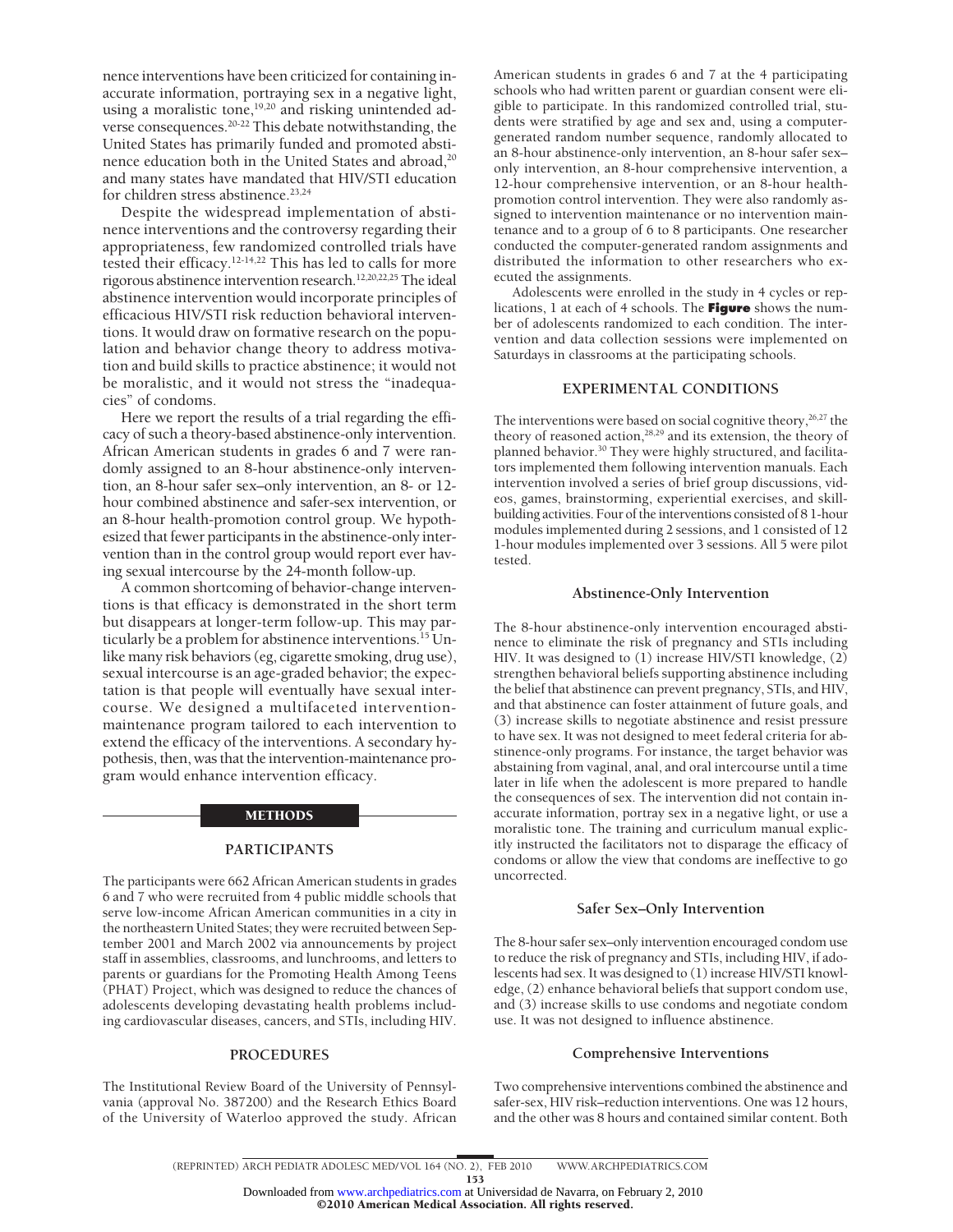nence interventions have been criticized for containing inaccurate information, portraying sex in a negative light, using a moralistic tone,[19,20] and risking unintended adverse consequences.[20-22] This debate notwithstanding, the United States has primarily funded and promoted abstinence education both in the United States and abroad,[20] and many states have mandated that HIV/STI education for children stress abstinence.[23,24]

Despite the widespread implementation of abstinence interventions and the controversy regarding their appropriateness, few randomized controlled trials have tested their efficacy.[12-14,22] This has led to calls for more rigorous abstinence intervention research.[12,20,22,25] The ideal abstinence intervention would incorporate principles of efficacious HIV/STI risk reduction behavioral interventions. It would draw on formative research on the population and behavior change theory to address motivation and build skills to practice abstinence; it would not be moralistic, and it would not stress the "inadequacies" of condoms.

Here we report the results of a trial regarding the efficacy of such a theory-based abstinence-only intervention. African American students in grades 6 and 7 were randomly assigned to an 8-hour abstinence-only intervention, an 8-hour safer sex–only intervention, an 8- or 12-hour combined abstinence and safer-sex intervention, or an 8-hour health-promotion control group. We hypothesized that fewer participants in the abstinence-only intervention than in the control group would report ever having sexual intercourse by the 24-month follow-up.

A common shortcoming of behavior-change interventions is that efficacy is demonstrated in the short term but disappears at longer-term follow-up. This may particularly be a problem for abstinence interventions.[15] Unlike many risk behaviors (eg, cigarette smoking, drug use), sexual intercourse is an age-graded behavior; the expectation is that people will eventually have sexual intercourse. We designed a multifaceted intervention-maintenance program tailored to each intervention to extend the efficacy of the interventions. A secondary hypothesis, then, was that the intervention-maintenance program would enhance intervention efficacy.

## METHODS

### PARTICIPANTS

The participants were 662 African American students in grades 6 and 7 who were recruited from 4 public middle schools that serve low-income African American communities in a city in the northeastern United States; they were recruited between September 2001 and March 2002 via announcements by project staff in assemblies, classrooms, and lunchrooms, and letters to parents or guardians for the Promoting Health Among Teens (PHAT) Project, which was designed to reduce the chances of adolescents developing devastating health problems including cardiovascular diseases, cancers, and STIs, including HIV.

### PROCEDURES

The Institutional Review Board of the University of Pennsylvania (approval No. 387200) and the Research Ethics Board of the University of Waterloo approved the study. African American students in grades 6 and 7 at the 4 participating schools who had written parent or guardian consent were eligible to participate. In this randomized controlled trial, students were stratified by age and sex and, using a computer-generated random number sequence, randomly allocated to an 8-hour abstinence-only intervention, an 8-hour safer sex–only intervention, an 8-hour comprehensive intervention, a 12-hour comprehensive intervention, or an 8-hour health-promotion control intervention. They were also randomly assigned to intervention maintenance or no intervention maintenance and to a group of 6 to 8 participants. One researcher conducted the computer-generated random assignments and distributed the information to other researchers who executed the assignments.

Adolescents were enrolled in the study in 4 cycles or replications, 1 at each of 4 schools. The **Figure** shows the number of adolescents randomized to each condition. The intervention and data collection sessions were implemented on Saturdays in classrooms at the participating schools.

### EXPERIMENTAL CONDITIONS

The interventions were based on social cognitive theory,[26,27] the theory of reasoned action,[28,29] and its extension, the theory of planned behavior.[30] They were highly structured, and facilitators implemented them following intervention manuals. Each intervention involved a series of brief group discussions, videos, games, brainstorming, experiential exercises, and skill-building activities. Four of the interventions consisted of 8 1-hour modules implemented during 2 sessions, and 1 consisted of 12 1-hour modules implemented over 3 sessions. All 5 were pilot tested.

#### Abstinence-Only Intervention

The 8-hour abstinence-only intervention encouraged abstinence to eliminate the risk of pregnancy and STIs including HIV. It was designed to (1) increase HIV/STI knowledge, (2) strengthen behavioral beliefs supporting abstinence including the belief that abstinence can prevent pregnancy, STIs, and HIV, and that abstinence can foster attainment of future goals, and (3) increase skills to negotiate abstinence and resist pressure to have sex. It was not designed to meet federal criteria for abstinence-only programs. For instance, the target behavior was abstaining from vaginal, anal, and oral intercourse until a time later in life when the adolescent is more prepared to handle the consequences of sex. The intervention did not contain inaccurate information, portray sex in a negative light, or use a moralistic tone. The training and curriculum manual explicitly instructed the facilitators not to disparage the efficacy of condoms or allow the view that condoms are ineffective to go uncorrected.

#### Safer Sex–Only Intervention

The 8-hour safer sex–only intervention encouraged condom use to reduce the risk of pregnancy and STIs, including HIV, if adolescents had sex. It was designed to (1) increase HIV/STI knowledge, (2) enhance behavioral beliefs that support condom use, and (3) increase skills to use condoms and negotiate condom use. It was not designed to influence abstinence.

#### Comprehensive Interventions

Two comprehensive interventions combined the abstinence and safer-sex, HIV risk–reduction interventions. One was 12 hours, and the other was 8 hours and contained similar content. Both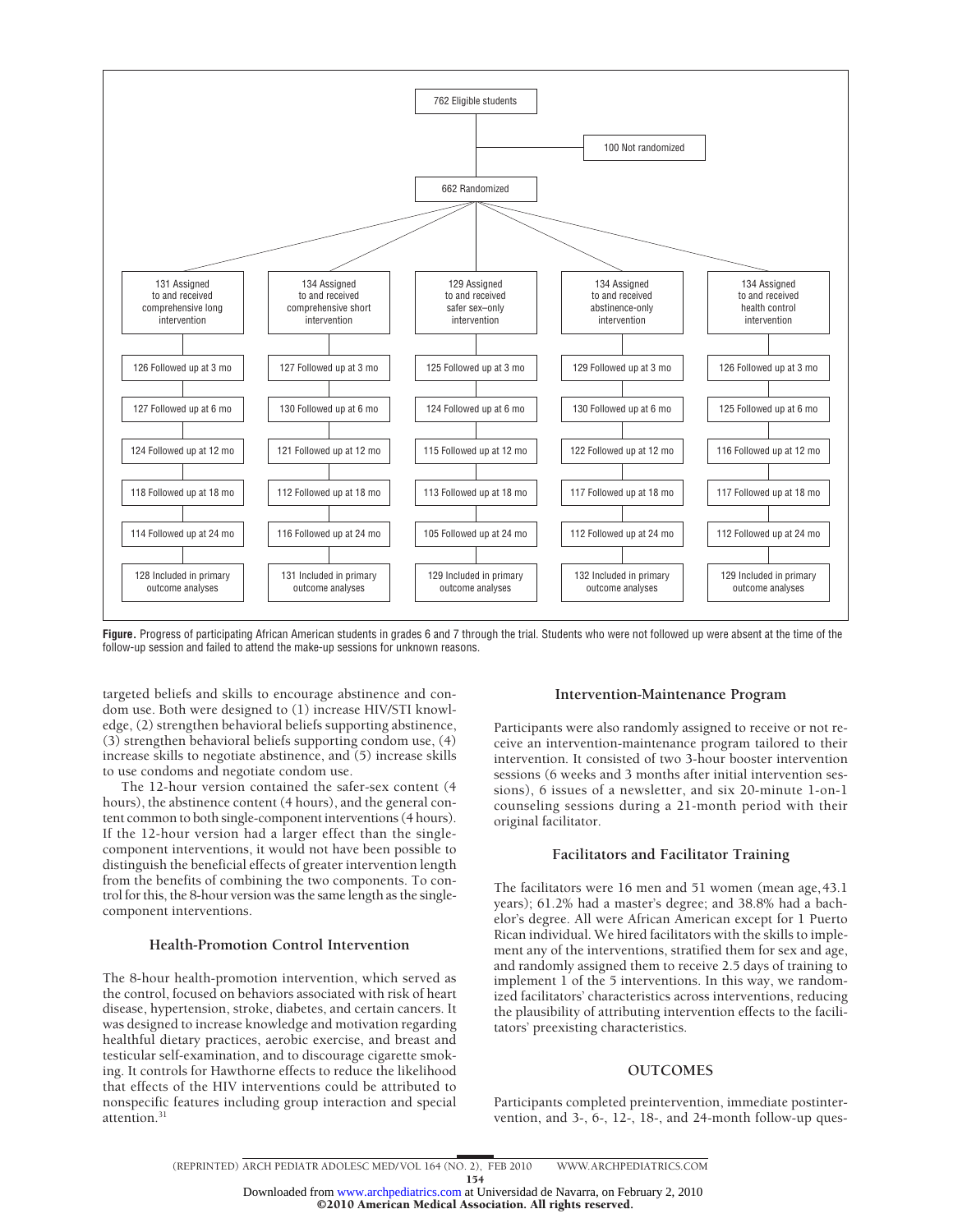762 Eligible students

100 Not randomized

662 Randomized

| 131 Assigned to and received comprehensive long intervention | 134 Assigned to and received comprehensive short intervention | 129 Assigned to and received safer sex–only intervention | 134 Assigned to and received abstinence-only intervention | 134 Assigned to and received health control intervention |
|---|---|---|---|---|
| 126 Followed up at 3 mo | 127 Followed up at 3 mo | 125 Followed up at 3 mo | 129 Followed up at 3 mo | 126 Followed up at 3 mo |
| 127 Followed up at 6 mo | 130 Followed up at 6 mo | 124 Followed up at 6 mo | 130 Followed up at 6 mo | 125 Followed up at 6 mo |
| 124 Followed up at 12 mo | 121 Followed up at 12 mo | 115 Followed up at 12 mo | 122 Followed up at 12 mo | 116 Followed up at 12 mo |
| 118 Followed up at 18 mo | 112 Followed up at 18 mo | 113 Followed up at 18 mo | 117 Followed up at 18 mo | 117 Followed up at 18 mo |
| 114 Followed up at 24 mo | 116 Followed up at 24 mo | 105 Followed up at 24 mo | 112 Followed up at 24 mo | 112 Followed up at 24 mo |
| 128 Included in primary outcome analyses | 131 Included in primary outcome analyses | 129 Included in primary outcome analyses | 132 Included in primary outcome analyses | 129 Included in primary outcome analyses |

**Figure.** Progress of participating African American students in grades 6 and 7 through the trial. Students who were not followed up were absent at the time of the follow-up session and failed to attend the make-up sessions for unknown reasons.

targeted beliefs and skills to encourage abstinence and condom use. Both were designed to (1) increase HIV/STI knowledge, (2) strengthen behavioral beliefs supporting abstinence, (3) strengthen behavioral beliefs supporting condom use, (4) increase skills to negotiate abstinence, and (5) increase skills to use condoms and negotiate condom use.

The 12-hour version contained the safer-sex content (4 hours), the abstinence content (4 hours), and the general content common to both single-component interventions (4 hours). If the 12-hour version had a larger effect than the single-component interventions, it would not have been possible to distinguish the beneficial effects of greater intervention length from the benefits of combining the two components. To control for this, the 8-hour version was the same length as the single-component interventions.

### Health-Promotion Control Intervention

The 8-hour health-promotion intervention, which served as the control, focused on behaviors associated with risk of heart disease, hypertension, stroke, diabetes, and certain cancers. It was designed to increase knowledge and motivation regarding healthful dietary practices, aerobic exercise, and breast and testicular self-examination, and to discourage cigarette smoking. It controls for Hawthorne effects to reduce the likelihood that effects of the HIV interventions could be attributed to nonspecific features including group interaction and special attention.[31]

### Intervention-Maintenance Program

Participants were also randomly assigned to receive or not receive an intervention-maintenance program tailored to their intervention. It consisted of two 3-hour booster intervention sessions (6 weeks and 3 months after initial intervention sessions), 6 issues of a newsletter, and six 20-minute 1-on-1 counseling sessions during a 21-month period with their original facilitator.

### Facilitators and Facilitator Training

The facilitators were 16 men and 51 women (mean age, 43.1 years); 61.2% had a master's degree; and 38.8% had a bachelor's degree. All were African American except for 1 Puerto Rican individual. We hired facilitators with the skills to implement any of the interventions, stratified them for sex and age, and randomly assigned them to receive 2.5 days of training to implement 1 of the 5 interventions. In this way, we randomized facilitators' characteristics across interventions, reducing the plausibility of attributing intervention effects to the facilitators' preexisting characteristics.

## OUTCOMES

Participants completed preintervention, immediate postintervention, and 3-, 6-, 12-, 18-, and 24-month follow-up ques-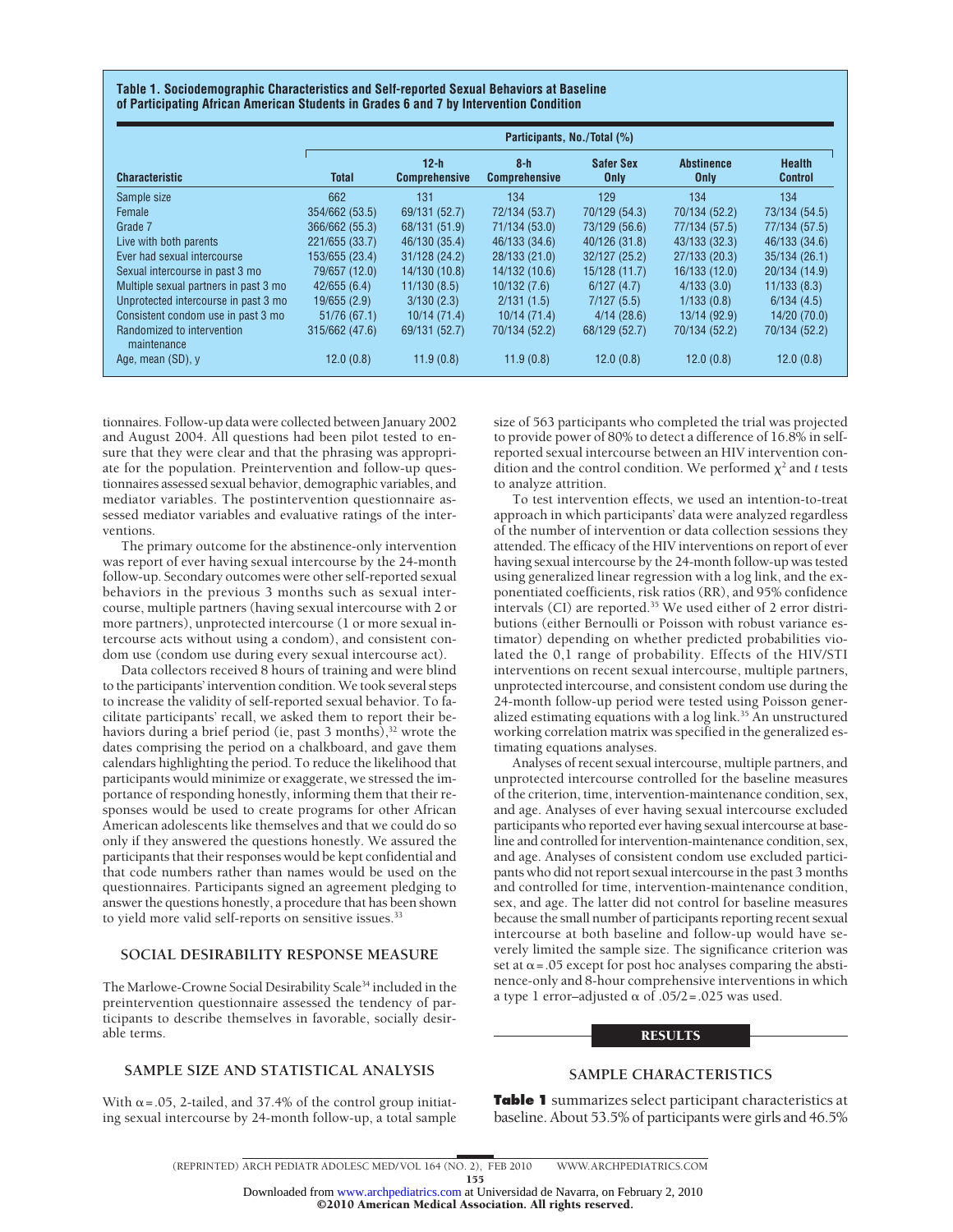**Table 1. Sociodemographic Characteristics and Self-reported Sexual Behaviors at Baseline of Participating African American Students in Grades 6 and 7 by Intervention Condition**

| Characteristic | Participants, No./Total (%) | | | | | |
|---|---|---|---|---|---|---|
| | Total | 12-h Comprehensive | 8-h Comprehensive | Safer Sex Only | Abstinence Only | Health Control |
| Sample size | 662 | 131 | 134 | 129 | 134 | 134 |
| Female | 354/662 (53.5) | 69/131 (52.7) | 72/134 (53.7) | 70/129 (54.3) | 70/134 (52.2) | 73/134 (54.5) |
| Grade 7 | 366/662 (55.3) | 68/131 (51.9) | 71/134 (53.0) | 73/129 (56.6) | 77/134 (57.5) | 77/134 (57.5) |
| Live with both parents | 221/655 (33.7) | 46/130 (35.4) | 46/133 (34.6) | 40/126 (31.8) | 43/133 (32.3) | 46/133 (34.6) |
| Ever had sexual intercourse | 153/655 (23.4) | 31/128 (24.2) | 28/133 (21.0) | 32/127 (25.2) | 27/133 (20.3) | 35/134 (26.1) |
| Sexual intercourse in past 3 mo | 79/657 (12.0) | 14/130 (10.8) | 14/132 (10.6) | 15/128 (11.7) | 16/133 (12.0) | 20/134 (14.9) |
| Multiple sexual partners in past 3 mo | 42/655 (6.4) | 11/130 (8.5) | 10/132 (7.6) | 6/127 (4.7) | 4/133 (3.0) | 11/133 (8.3) |
| Unprotected intercourse in past 3 mo | 19/655 (2.9) | 3/130 (2.3) | 2/131 (1.5) | 7/127 (5.5) | 1/133 (0.8) | 6/134 (4.5) |
| Consistent condom use in past 3 mo | 51/76 (67.1) | 10/14 (71.4) | 10/14 (71.4) | 4/14 (28.6) | 13/14 (92.9) | 14/20 (70.0) |
| Randomized to intervention maintenance | 315/662 (47.6) | 69/131 (52.7) | 70/134 (52.2) | 68/129 (52.7) | 70/134 (52.2) | 70/134 (52.2) |
| Age, mean (SD), y | 12.0 (0.8) | 11.9 (0.8) | 11.9 (0.8) | 12.0 (0.8) | 12.0 (0.8) | 12.0 (0.8) |

tionnaires. Follow-up data were collected between January 2002 and August 2004. All questions had been pilot tested to ensure that they were clear and that the phrasing was appropriate for the population. Preintervention and follow-up questionnaires assessed sexual behavior, demographic variables, and mediator variables. The postintervention questionnaire assessed mediator variables and evaluative ratings of the interventions.

The primary outcome for the abstinence-only intervention was report of ever having sexual intercourse by the 24-month follow-up. Secondary outcomes were other self-reported sexual behaviors in the previous 3 months such as sexual intercourse, multiple partners (having sexual intercourse with 2 or more partners), unprotected intercourse (1 or more sexual intercourse acts without using a condom), and consistent condom use (condom use during every sexual intercourse act).

Data collectors received 8 hours of training and were blind to the participants' intervention condition. We took several steps to increase the validity of self-reported sexual behavior. To facilitate participants' recall, we asked them to report their behaviors during a brief period (ie, past 3 months),[32] wrote the dates comprising the period on a chalkboard, and gave them calendars highlighting the period. To reduce the likelihood that participants would minimize or exaggerate, we stressed the importance of responding honestly, informing them that their responses would be used to create programs for other African American adolescents like themselves and that we could do so only if they answered the questions honestly. We assured the participants that their responses would be kept confidential and that code numbers rather than names would be used on the questionnaires. Participants signed an agreement pledging to answer the questions honestly, a procedure that has been shown to yield more valid self-reports on sensitive issues.[33]

## SOCIAL DESIRABILITY RESPONSE MEASURE

The Marlowe-Crowne Social Desirability Scale[34] included in the preintervention questionnaire assessed the tendency of participants to describe themselves in favorable, socially desirable terms.

## SAMPLE SIZE AND STATISTICAL ANALYSIS

With $\alpha = .05$, 2-tailed, and 37.4% of the control group initiating sexual intercourse by 24-month follow-up, a total sample size of 563 participants who completed the trial was projected to provide power of 80% to detect a difference of 16.8% in self-reported sexual intercourse between an HIV intervention condition and the control condition. We performed $\chi^2$ and $t$ tests to analyze attrition.

To test intervention effects, we used an intention-to-treat approach in which participants' data were analyzed regardless of the number of intervention or data collection sessions they attended. The efficacy of the HIV interventions on report of ever having sexual intercourse by the 24-month follow-up was tested using generalized linear regression with a log link, and the exponentiated coefficients, risk ratios (RR), and 95% confidence intervals (CI) are reported.[35] We used either of 2 error distributions (either Bernoulli or Poisson with robust variance estimator) depending on whether predicted probabilities violated the 0,1 range of probability. Effects of the HIV/STI interventions on recent sexual intercourse, multiple partners, unprotected intercourse, and consistent condom use during the 24-month follow-up period were tested using Poisson generalized estimating equations with a log link.[35] An unstructured working correlation matrix was specified in the generalized estimating equations analyses.

Analyses of recent sexual intercourse, multiple partners, and unprotected intercourse controlled for the baseline measures of the criterion, time, intervention-maintenance condition, sex, and age. Analyses of ever having sexual intercourse excluded participants who reported ever having sexual intercourse at baseline and controlled for intervention-maintenance condition, sex, and age. Analyses of consistent condom use excluded participants who did not report sexual intercourse in the past 3 months and controlled for time, intervention-maintenance condition, sex, and age. The latter did not control for baseline measures because the small number of participants reporting recent sexual intercourse at both baseline and follow-up would have severely limited the sample size. The significance criterion was set at $\alpha = .05$ except for post hoc analyses comparing the abstinence-only and 8-hour comprehensive interventions in which a type 1 error–adjusted $\alpha$ of $.05/2 = .025$ was used.

# RESULTS

## SAMPLE CHARACTERISTICS

**Table 1** summarizes select participant characteristics at baseline. About 53.5% of participants were girls and 46.5%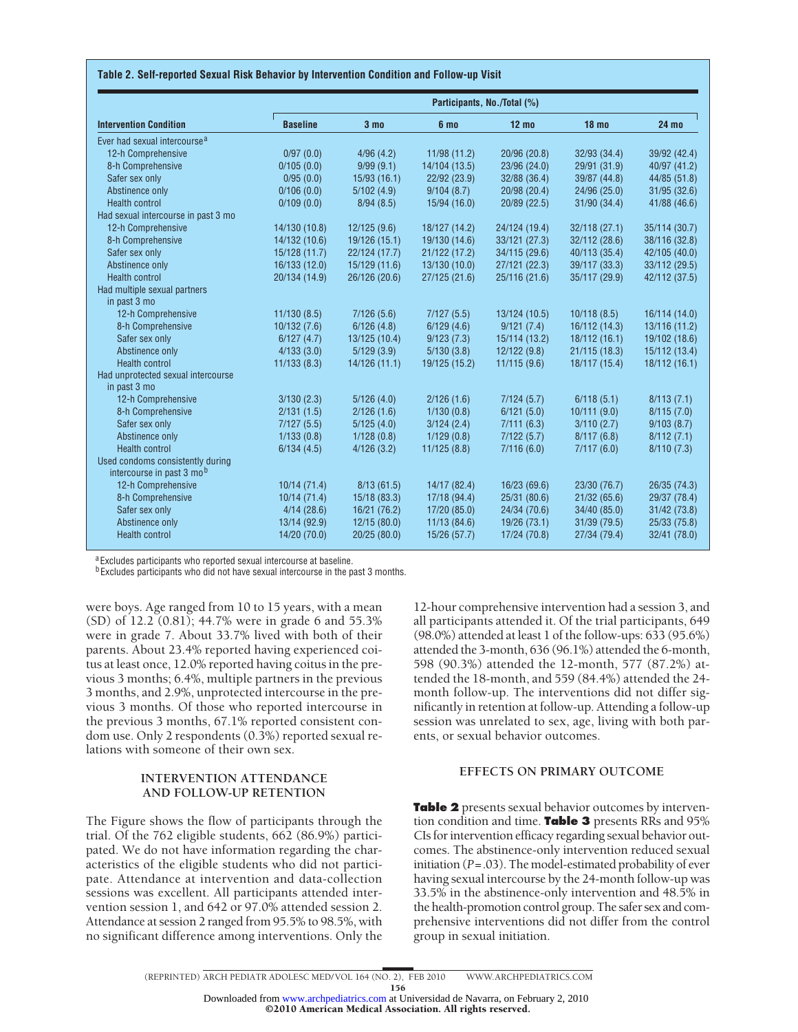**Table 2. Self-reported Sexual Risk Behavior by Intervention Condition and Follow-up Visit**

| Intervention Condition | Participants, No./Total (%) | | | | | |
|---|---|---|---|---|---|---|
| | Baseline | 3 mo | 6 mo | 12 mo | 18 mo | 24 mo |
| Ever had sexual intercourse[a] | | | | | | |
| 12-h Comprehensive | 0/97 (0.0) | 4/96 (4.2) | 11/98 (11.2) | 20/96 (20.8) | 32/93 (34.4) | 39/92 (42.4) |
| 8-h Comprehensive | 0/105 (0.0) | 9/99 (9.1) | 14/104 (13.5) | 23/96 (24.0) | 29/91 (31.9) | 40/97 (41.2) |
| Safer sex only | 0/95 (0.0) | 15/93 (16.1) | 22/92 (23.9) | 32/88 (36.4) | 39/87 (44.8) | 44/85 (51.8) |
| Abstinence only | 0/106 (0.0) | 5/102 (4.9) | 9/104 (8.7) | 20/98 (20.4) | 24/96 (25.0) | 31/95 (32.6) |
| Health control | 0/109 (0.0) | 8/94 (8.5) | 15/94 (16.0) | 20/89 (22.5) | 31/90 (34.4) | 41/88 (46.6) |
| Had sexual intercourse in past 3 mo | | | | | | |
| 12-h Comprehensive | 14/130 (10.8) | 12/125 (9.6) | 18/127 (14.2) | 24/124 (19.4) | 32/118 (27.1) | 35/114 (30.7) |
| 8-h Comprehensive | 14/132 (10.6) | 19/126 (15.1) | 19/130 (14.6) | 33/121 (27.3) | 32/112 (28.6) | 38/116 (32.8) |
| Safer sex only | 15/128 (11.7) | 22/124 (17.7) | 21/122 (17.2) | 34/115 (29.6) | 40/113 (35.4) | 42/105 (40.0) |
| Abstinence only | 16/133 (12.0) | 15/129 (11.6) | 13/130 (10.0) | 27/121 (22.3) | 39/117 (33.3) | 33/112 (29.5) |
| Health control | 20/134 (14.9) | 26/126 (20.6) | 27/125 (21.6) | 25/116 (21.6) | 35/117 (29.9) | 42/112 (37.5) |
| Had multiple sexual partners in past 3 mo | | | | | | |
| 12-h Comprehensive | 11/130 (8.5) | 7/126 (5.6) | 7/127 (5.5) | 13/124 (10.5) | 10/118 (8.5) | 16/114 (14.0) |
| 8-h Comprehensive | 10/132 (7.6) | 6/126 (4.8) | 6/129 (4.6) | 9/121 (7.4) | 16/112 (14.3) | 13/116 (11.2) |
| Safer sex only | 6/127 (4.7) | 13/125 (10.4) | 9/123 (7.3) | 15/114 (13.2) | 18/112 (16.1) | 19/102 (18.6) |
| Abstinence only | 4/133 (3.0) | 5/129 (3.9) | 5/130 (3.8) | 12/122 (9.8) | 21/115 (18.3) | 15/112 (13.4) |
| Health control | 11/133 (8.3) | 14/126 (11.1) | 19/125 (15.2) | 11/115 (9.6) | 18/117 (15.4) | 18/112 (16.1) |
| Had unprotected sexual intercourse in past 3 mo | | | | | | |
| 12-h Comprehensive | 3/130 (2.3) | 5/126 (4.0) | 2/126 (1.6) | 7/124 (5.7) | 6/118 (5.1) | 8/113 (7.1) |
| 8-h Comprehensive | 2/131 (1.5) | 2/126 (1.6) | 1/130 (0.8) | 6/121 (5.0) | 10/111 (9.0) | 8/115 (7.0) |
| Safer sex only | 7/127 (5.5) | 5/125 (4.0) | 3/124 (2.4) | 7/111 (6.3) | 3/110 (2.7) | 9/103 (8.7) |
| Abstinence only | 1/133 (0.8) | 1/128 (0.8) | 1/129 (0.8) | 7/122 (5.7) | 8/117 (6.8) | 8/112 (7.1) |
| Health control | 6/134 (4.5) | 4/126 (3.2) | 11/125 (8.8) | 7/116 (6.0) | 7/117 (6.0) | 8/110 (7.3) |
| Used condoms consistently during intercourse in past 3 mo[b] | | | | | | |
| 12-h Comprehensive | 10/14 (71.4) | 8/13 (61.5) | 14/17 (82.4) | 16/23 (69.6) | 23/30 (76.7) | 26/35 (74.3) |
| 8-h Comprehensive | 10/14 (71.4) | 15/18 (83.3) | 17/18 (94.4) | 25/31 (80.6) | 21/32 (65.6) | 29/37 (78.4) |
| Safer sex only | 4/14 (28.6) | 16/21 (76.2) | 17/20 (85.0) | 24/34 (70.6) | 34/40 (85.0) | 31/42 (73.8) |
| Abstinence only | 13/14 (92.9) | 12/15 (80.0) | 11/13 (84.6) | 19/26 (73.1) | 31/39 (79.5) | 25/33 (75.8) |
| Health control | 14/20 (70.0) | 20/25 (80.0) | 15/26 (57.7) | 17/24 (70.8) | 27/34 (79.4) | 32/41 (78.0) |

[a]Excludes participants who reported sexual intercourse at baseline.
[b]Excludes participants who did not have sexual intercourse in the past 3 months.

were boys. Age ranged from 10 to 15 years, with a mean (SD) of 12.2 (0.81); 44.7% were in grade 6 and 55.3% were in grade 7. About 33.7% lived with both of their parents. About 23.4% reported having experienced coitus at least once, 12.0% reported having coitus in the previous 3 months; 6.4%, multiple partners in the previous 3 months, and 2.9%, unprotected intercourse in the previous 3 months. Of those who reported intercourse in the previous 3 months, 67.1% reported consistent condom use. Only 2 respondents (0.3%) reported sexual relations with someone of their own sex.

## INTERVENTION ATTENDANCE AND FOLLOW-UP RETENTION

The Figure shows the flow of participants through the trial. Of the 762 eligible students, 662 (86.9%) participated. We do not have information regarding the characteristics of the eligible students who did not participate. Attendance at intervention and data-collection sessions was excellent. All participants attended intervention session 1, and 642 or 97.0% attended session 2. Attendance at session 2 ranged from 95.5% to 98.5%, with no significant difference among interventions. Only the 12-hour comprehensive intervention had a session 3, and all participants attended it. Of the trial participants, 649 (98.0%) attended at least 1 of the follow-ups: 633 (95.6%) attended the 3-month, 636 (96.1%) attended the 6-month, 598 (90.3%) attended the 12-month, 577 (87.2%) attended the 18-month, and 559 (84.4%) attended the 24-month follow-up. The interventions did not differ significantly in retention at follow-up. Attending a follow-up session was unrelated to sex, age, living with both parents, or sexual behavior outcomes.

## EFFECTS ON PRIMARY OUTCOME

**Table 2** presents sexual behavior outcomes by intervention condition and time. **Table 3** presents RRs and 95% CIs for intervention efficacy regarding sexual behavior outcomes. The abstinence-only intervention reduced sexual initiation ($P = .03$). The model-estimated probability of ever having sexual intercourse by the 24-month follow-up was 33.5% in the abstinence-only intervention and 48.5% in the health-promotion control group. The safer sex and comprehensive interventions did not differ from the control group in sexual initiation.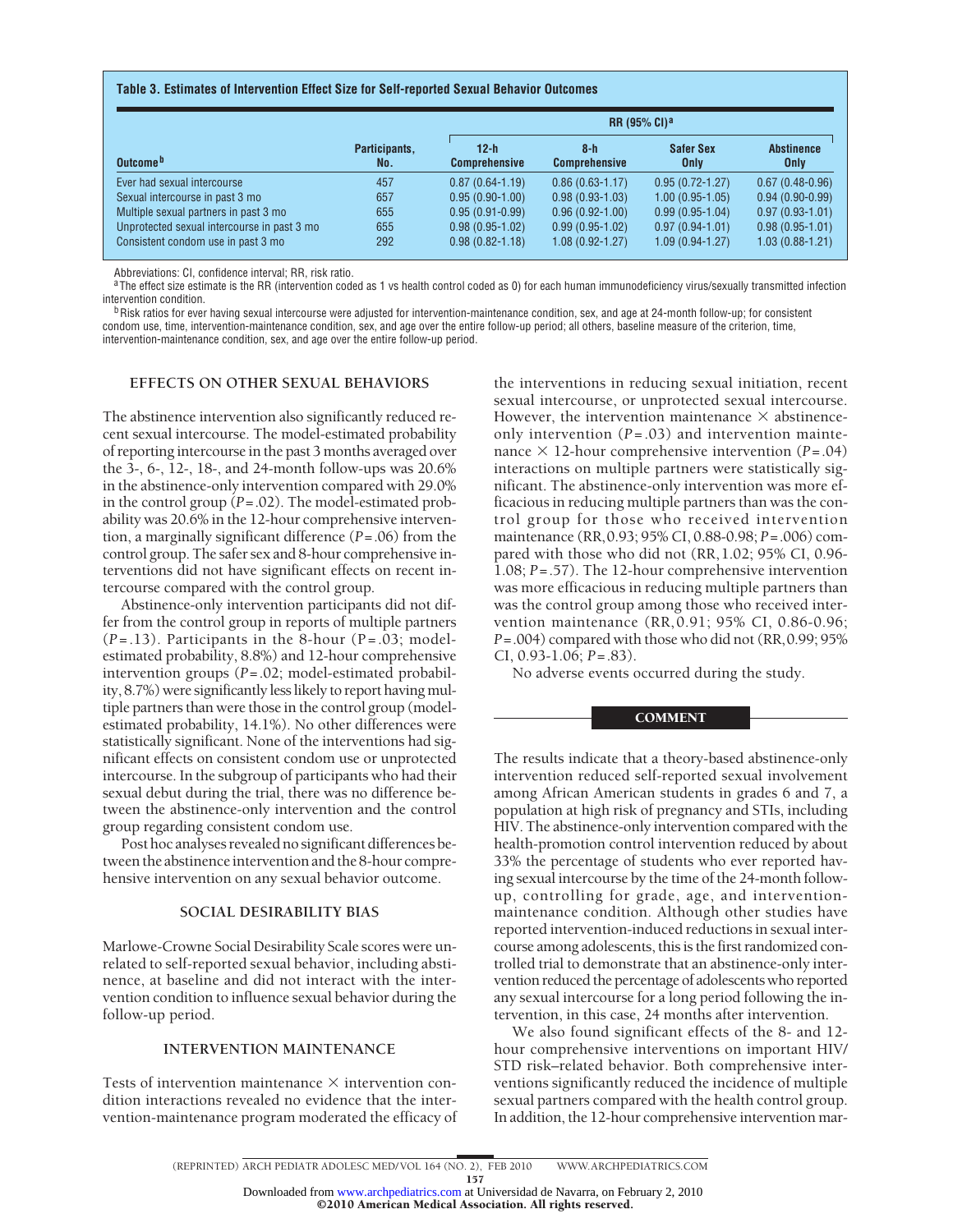**Table 3. Estimates of Intervention Effect Size for Self-reported Sexual Behavior Outcomes**

| Outcome[b] | Participants, No. | RR (95% CI)[a] | | | |
|---|---|---|---|---|---|
| | | 12-h Comprehensive | 8-h Comprehensive | Safer Sex Only | Abstinence Only |
| Ever had sexual intercourse | 457 | 0.87 (0.64-1.19) | 0.86 (0.63-1.17) | 0.95 (0.72-1.27) | 0.67 (0.48-0.96) |
| Sexual intercourse in past 3 mo | 657 | 0.95 (0.90-1.00) | 0.98 (0.93-1.03) | 1.00 (0.95-1.05) | 0.94 (0.90-0.99) |
| Multiple sexual partners in past 3 mo | 655 | 0.95 (0.91-0.99) | 0.96 (0.92-1.00) | 0.99 (0.95-1.04) | 0.97 (0.93-1.01) |
| Unprotected sexual intercourse in past 3 mo | 655 | 0.98 (0.95-1.02) | 0.99 (0.95-1.02) | 0.97 (0.94-1.01) | 0.98 (0.95-1.01) |
| Consistent condom use in past 3 mo | 292 | 0.98 (0.82-1.18) | 1.08 (0.92-1.27) | 1.09 (0.94-1.27) | 1.03 (0.88-1.21) |

Abbreviations: CI, confidence interval; RR, risk ratio.

[a] The effect size estimate is the RR (intervention coded as 1 vs health control coded as 0) for each human immunodeficiency virus/sexually transmitted infection intervention condition.

[b] Risk ratios for ever having sexual intercourse were adjusted for intervention-maintenance condition, sex, and age at 24-month follow-up; for consistent condom use, time, intervention-maintenance condition, sex, and age over the entire follow-up period; all others, baseline measure of the criterion, time, intervention-maintenance condition, sex, and age over the entire follow-up period.

## EFFECTS ON OTHER SEXUAL BEHAVIORS

The abstinence intervention also significantly reduced recent sexual intercourse. The model-estimated probability of reporting intercourse in the past 3 months averaged over the 3-, 6-, 12-, 18-, and 24-month follow-ups was 20.6% in the abstinence-only intervention compared with 29.0% in the control group ($P = .02$). The model-estimated probability was 20.6% in the 12-hour comprehensive intervention, a marginally significant difference ($P = .06$) from the control group. The safer sex and 8-hour comprehensive interventions did not have significant effects on recent intercourse compared with the control group.

Abstinence-only intervention participants did not differ from the control group in reports of multiple partners ($P = .13$). Participants in the 8-hour ($P = .03$; model-estimated probability, 8.8%) and 12-hour comprehensive intervention groups ($P = .02$; model-estimated probability, 8.7%) were significantly less likely to report having multiple partners than were those in the control group (model-estimated probability, 14.1%). No other differences were statistically significant. None of the interventions had significant effects on consistent condom use or unprotected intercourse. In the subgroup of participants who had their sexual debut during the trial, there was no difference between the abstinence-only intervention and the control group regarding consistent condom use.

Post hoc analyses revealed no significant differences between the abstinence intervention and the 8-hour comprehensive intervention on any sexual behavior outcome.

## SOCIAL DESIRABILITY BIAS

Marlowe-Crowne Social Desirability Scale scores were unrelated to self-reported sexual behavior, including abstinence, at baseline and did not interact with the intervention condition to influence sexual behavior during the follow-up period.

## INTERVENTION MAINTENANCE

Tests of intervention maintenance × intervention condition interactions revealed no evidence that the intervention-maintenance program moderated the efficacy of the interventions in reducing sexual initiation, recent sexual intercourse, or unprotected sexual intercourse. However, the intervention maintenance × abstinence-only intervention ($P = .03$) and intervention maintenance × 12-hour comprehensive intervention ($P = .04$) interactions on multiple partners were statistically significant. The abstinence-only intervention was more efficacious in reducing multiple partners than was the control group for those who received intervention maintenance (RR, 0.93; 95% CI, 0.88-0.98; $P = .006$) compared with those who did not (RR, 1.02; 95% CI, 0.96-1.08; $P = .57$). The 12-hour comprehensive intervention was more efficacious in reducing multiple partners than was the control group among those who received intervention maintenance (RR, 0.91; 95% CI, 0.86-0.96; $P = .004$) compared with those who did not (RR, 0.99; 95% CI, 0.93-1.06; $P = .83$).

No adverse events occurred during the study.

## COMMENT

The results indicate that a theory-based abstinence-only intervention reduced self-reported sexual involvement among African American students in grades 6 and 7, a population at high risk of pregnancy and STIs, including HIV. The abstinence-only intervention compared with the health-promotion control intervention reduced by about 33% the percentage of students who ever reported having sexual intercourse by the time of the 24-month follow-up, controlling for grade, age, and intervention-maintenance condition. Although other studies have reported intervention-induced reductions in sexual intercourse among adolescents, this is the first randomized controlled trial to demonstrate that an abstinence-only intervention reduced the percentage of adolescents who reported any sexual intercourse for a long period following the intervention, in this case, 24 months after intervention.

We also found significant effects of the 8- and 12-hour comprehensive interventions on important HIV/STD risk–related behavior. Both comprehensive interventions significantly reduced the incidence of multiple sexual partners compared with the health control group. In addition, the 12-hour comprehensive intervention mar-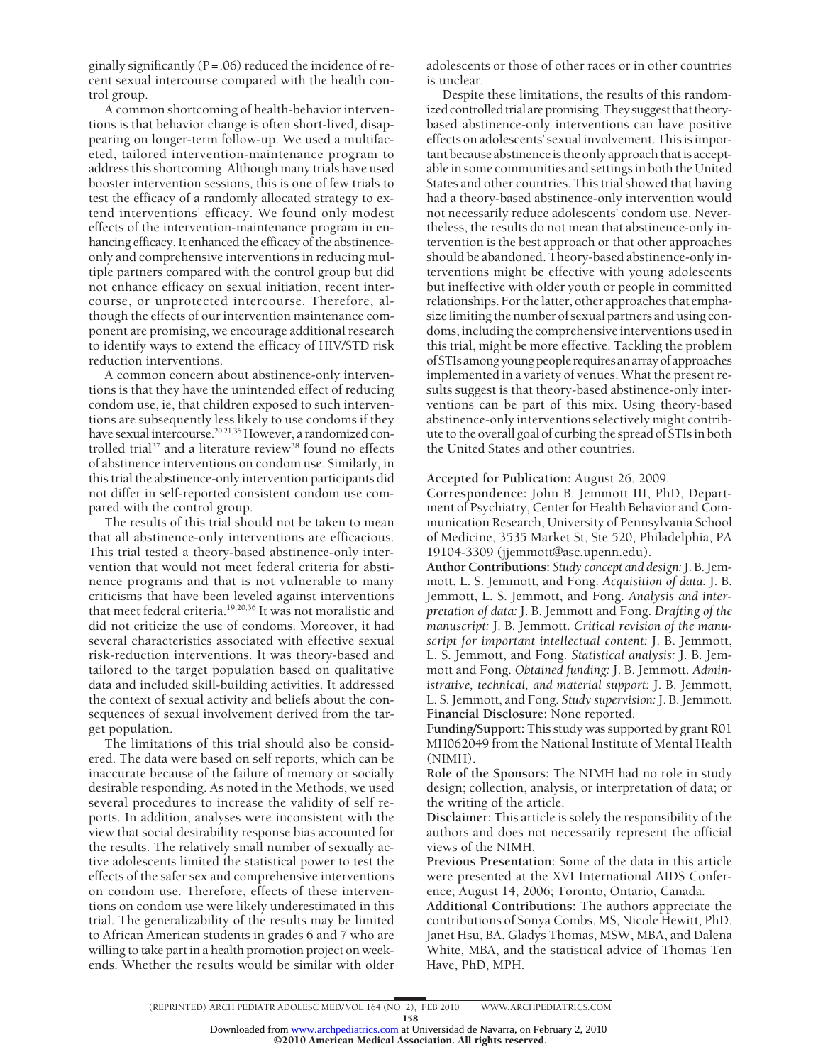ginally significantly ($P = .06$) reduced the incidence of recent sexual intercourse compared with the health control group.

A common shortcoming of health-behavior interventions is that behavior change is often short-lived, disappearing on longer-term follow-up. We used a multifaceted, tailored intervention-maintenance program to address this shortcoming. Although many trials have used booster intervention sessions, this is one of few trials to test the efficacy of a randomly allocated strategy to extend interventions' efficacy. We found only modest effects of the intervention-maintenance program in enhancing efficacy. It enhanced the efficacy of the abstinence-only and comprehensive interventions in reducing multiple partners compared with the control group but did not enhance efficacy on sexual initiation, recent intercourse, or unprotected intercourse. Therefore, although the effects of our intervention maintenance component are promising, we encourage additional research to identify ways to extend the efficacy of HIV/STD risk reduction interventions.

A common concern about abstinence-only interventions is that they have the unintended effect of reducing condom use, ie, that children exposed to such interventions are subsequently less likely to use condoms if they have sexual intercourse.[20,21,36] However, a randomized controlled trial[37] and a literature review[38] found no effects of abstinence interventions on condom use. Similarly, in this trial the abstinence-only intervention participants did not differ in self-reported consistent condom use compared with the control group.

The results of this trial should not be taken to mean that all abstinence-only interventions are efficacious. This trial tested a theory-based abstinence-only intervention that would not meet federal criteria for abstinence programs and that is not vulnerable to many criticisms that have been leveled against interventions that meet federal criteria.[19,20,36] It was not moralistic and did not criticize the use of condoms. Moreover, it had several characteristics associated with effective sexual risk-reduction interventions. It was theory-based and tailored to the target population based on qualitative data and included skill-building activities. It addressed the context of sexual activity and beliefs about the consequences of sexual involvement derived from the target population.

The limitations of this trial should also be considered. The data were based on self reports, which can be inaccurate because of the failure of memory or socially desirable responding. As noted in the Methods, we used several procedures to increase the validity of self reports. In addition, analyses were inconsistent with the view that social desirability response bias accounted for the results. The relatively small number of sexually active adolescents limited the statistical power to test the effects of the safer sex and comprehensive interventions on condom use. Therefore, effects of these interventions on condom use were likely underestimated in this trial. The generalizability of the results may be limited to African American students in grades 6 and 7 who are willing to take part in a health promotion project on weekends. Whether the results would be similar with older adolescents or those of other races or in other countries is unclear.

Despite these limitations, the results of this randomized controlled trial are promising. They suggest that theory-based abstinence-only interventions can have positive effects on adolescents' sexual involvement. This is important because abstinence is the only approach that is acceptable in some communities and settings in both the United States and other countries. This trial showed that having had a theory-based abstinence-only intervention would not necessarily reduce adolescents' condom use. Nevertheless, the results do not mean that abstinence-only intervention is the best approach or that other approaches should be abandoned. Theory-based abstinence-only interventions might be effective with young adolescents but ineffective with older youth or people in committed relationships. For the latter, other approaches that emphasize limiting the number of sexual partners and using condoms, including the comprehensive interventions used in this trial, might be more effective. Tackling the problem of STIs among young people requires an array of approaches implemented in a variety of venues. What the present results suggest is that theory-based abstinence-only interventions can be part of this mix. Using theory-based abstinence-only interventions selectively might contribute to the overall goal of curbing the spread of STIs in both the United States and other countries.

**Accepted for Publication:** August 26, 2009.

**Correspondence:** John B. Jemmott III, PhD, Department of Psychiatry, Center for Health Behavior and Communication Research, University of Pennsylvania School of Medicine, 3535 Market St, Ste 520, Philadelphia, PA 19104-3309 (jjemmott@asc.upenn.edu).

**Author Contributions:** *Study concept and design:* J. B. Jemmott, L. S. Jemmott, and Fong. *Acquisition of data:* J. B. Jemmott, L. S. Jemmott, and Fong. *Analysis and interpretation of data:* J. B. Jemmott and Fong. *Drafting of the manuscript:* J. B. Jemmott. *Critical revision of the manuscript for important intellectual content:* J. B. Jemmott, L. S. Jemmott, and Fong. *Statistical analysis:* J. B. Jemmott and Fong. *Obtained funding:* J. B. Jemmott. *Administrative, technical, and material support:* J. B. Jemmott, L. S. Jemmott, and Fong. *Study supervision:* J. B. Jemmott.

**Financial Disclosure:** None reported.

**Funding/Support:** This study was supported by grant R01 MH062049 from the National Institute of Mental Health (NIMH).

**Role of the Sponsors:** The NIMH had no role in study design; collection, analysis, or interpretation of data; or the writing of the article.

**Disclaimer:** This article is solely the responsibility of the authors and does not necessarily represent the official views of the NIMH.

**Previous Presentation:** Some of the data in this article were presented at the XVI International AIDS Conference; August 14, 2006; Toronto, Ontario, Canada.

**Additional Contributions:** The authors appreciate the contributions of Sonya Combs, MS, Nicole Hewitt, PhD, Janet Hsu, BA, Gladys Thomas, MSW, MBA, and Dalena White, MBA, and the statistical advice of Thomas Ten Have, PhD, MPH.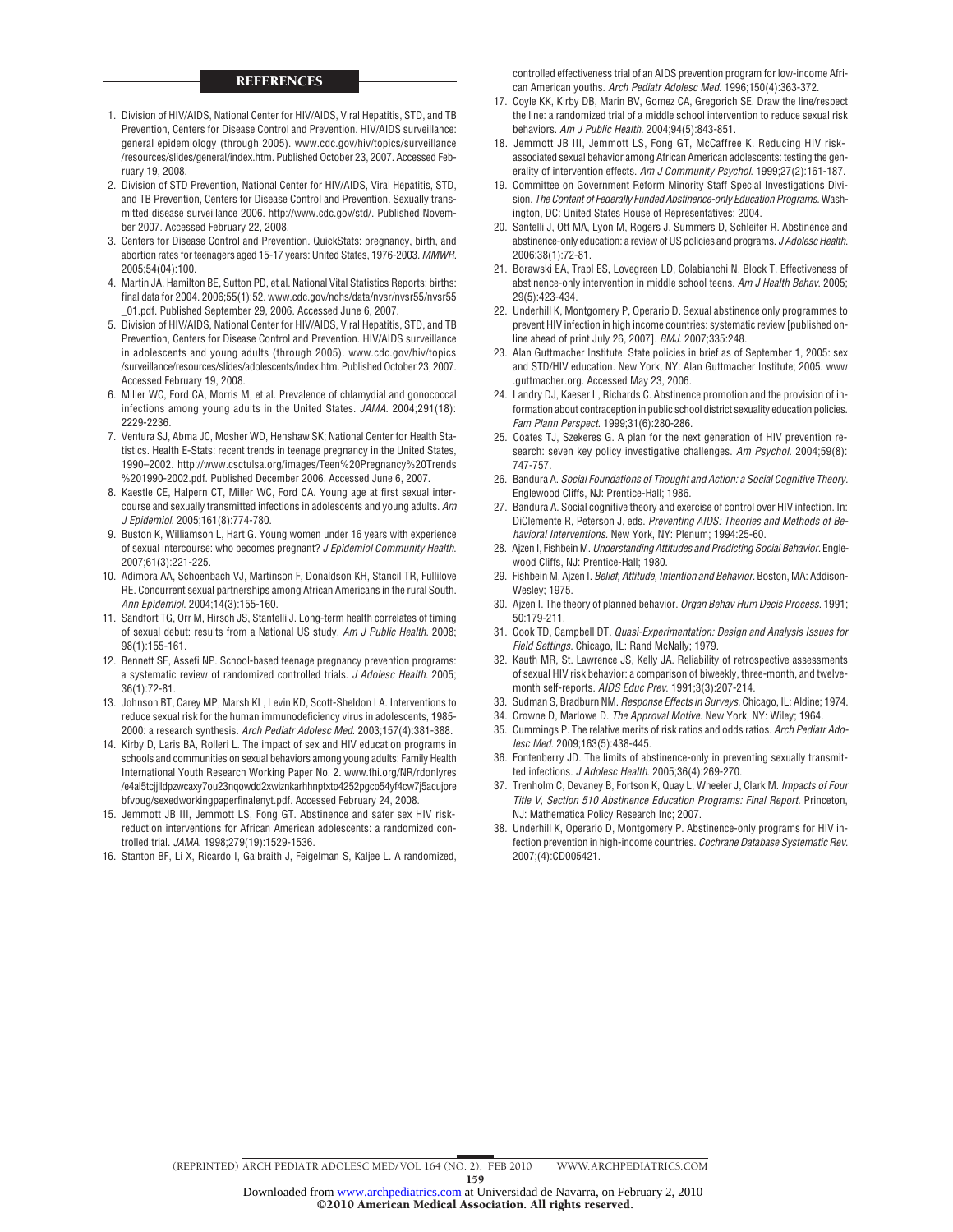## REFERENCES

1. Division of HIV/AIDS, National Center for HIV/AIDS, Viral Hepatitis, STD, and TB Prevention, Centers for Disease Control and Prevention. HIV/AIDS surveillance: general epidemiology (through 2005). www.cdc.gov/hiv/topics/surveillance/resources/slides/general/index.htm. Published October 23, 2007. Accessed February 19, 2008.
2. Division of STD Prevention, National Center for HIV/AIDS, Viral Hepatitis, STD, and TB Prevention, Centers for Disease Control and Prevention. Sexually transmitted disease surveillance 2006. http://www.cdc.gov/std/. Published November 2007. Accessed February 22, 2008.
3. Centers for Disease Control and Prevention. QuickStats: pregnancy, birth, and abortion rates for teenagers aged 15-17 years: United States, 1976-2003. *MMWR*. 2005;54(04):100.
4. Martin JA, Hamilton BE, Sutton PD, et al. National Vital Statistics Reports: births: final data for 2004. 2006;55(1):52. www.cdc.gov/nchs/data/nvsr/nvsr55/nvsr55_01.pdf. Published September 29, 2006. Accessed June 6, 2007.
5. Division of HIV/AIDS, National Center for HIV/AIDS, Viral Hepatitis, STD, and TB Prevention, Centers for Disease Control and Prevention. HIV/AIDS surveillance in adolescents and young adults (through 2005). www.cdc.gov/hiv/topics/surveillance/resources/slides/adolescents/index.htm. Published October 23, 2007. Accessed February 19, 2008.
6. Miller WC, Ford CA, Morris M, et al. Prevalence of chlamydial and gonococcal infections among young adults in the United States. *JAMA*. 2004;291(18):2229-2236.
7. Ventura SJ, Abma JC, Mosher WD, Henshaw SK; National Center for Health Statistics. Health E-Stats: recent trends in teenage pregnancy in the United States, 1990–2002. http://www.csctulsa.org/images/Teen%20Pregnancy%20Trends%201990-2002.pdf. Published December 2006. Accessed June 6, 2007.
8. Kaestle CE, Halpern CT, Miller WC, Ford CA. Young age at first sexual intercourse and sexually transmitted infections in adolescents and young adults. *Am J Epidemiol*. 2005;161(8):774-780.
9. Buston K, Williamson L, Hart G. Young women under 16 years with experience of sexual intercourse: who becomes pregnant? *J Epidemiol Community Health*. 2007;61(3):221-225.
10. Adimora AA, Schoenbach VJ, Martinson F, Donaldson KH, Stancil TR, Fullilove RE. Concurrent sexual partnerships among African Americans in the rural South. *Ann Epidemiol*. 2004;14(3):155-160.
11. Sandfort TG, Orr M, Hirsch JS, Stantelli J. Long-term health correlates of timing of sexual debut: results from a National US study. *Am J Public Health*. 2008;98(1):155-161.
12. Bennett SE, Assefi NP. School-based teenage pregnancy prevention programs: a systematic review of randomized controlled trials. *J Adolesc Health*. 2005;36(1):72-81.
13. Johnson BT, Carey MP, Marsh KL, Levin KD, Scott-Sheldon LA. Interventions to reduce sexual risk for the human immunodeficiency virus in adolescents, 1985-2000: a research synthesis. *Arch Pediatr Adolesc Med*. 2003;157(4):381-388.
14. Kirby D, Laris BA, Rolleri L. The impact of sex and HIV education programs in schools and communities on sexual behaviors among young adults: Family Health International Youth Research Working Paper No. 2. www.fhi.org/NR/rdonlyres/e4al5tcjjlldpzwcaxy7ou23nqowdd2xwiznkarhhnptxto4252pgco54yf4cw7j5acujorebfvpug/sexedworkingpaperfinalenyt.pdf. Accessed February 24, 2008.
15. Jemmott JB III, Jemmott LS, Fong GT. Abstinence and safer sex HIV risk-reduction interventions for African American adolescents: a randomized controlled trial. *JAMA*. 1998;279(19):1529-1536.
16. Stanton BF, Li X, Ricardo I, Galbraith J, Feigelman S, Kaljee L. A randomized, controlled effectiveness trial of an AIDS prevention program for low-income African American youths. *Arch Pediatr Adolesc Med*. 1996;150(4):363-372.
17. Coyle KK, Kirby DB, Marin BV, Gomez CA, Gregorich SE. Draw the line/respect the line: a randomized trial of a middle school intervention to reduce sexual risk behaviors. *Am J Public Health*. 2004;94(5):843-851.
18. Jemmott JB III, Jemmott LS, Fong GT, McCaffree K. Reducing HIV risk-associated sexual behavior among African American adolescents: testing the generality of intervention effects. *Am J Community Psychol*. 1999;27(2):161-187.
19. Committee on Government Reform Minority Staff Special Investigations Division. *The Content of Federally Funded Abstinence-only Education Programs*. Washington, DC: United States House of Representatives; 2004.
20. Santelli J, Ott MA, Lyon M, Rogers J, Summers D, Schleifer R. Abstinence and abstinence-only education: a review of US policies and programs. *J Adolesc Health*. 2006;38(1):72-81.
21. Borawski EA, Trapl ES, Lovegreen LD, Colabianchi N, Block T. Effectiveness of abstinence-only intervention in middle school teens. *Am J Health Behav*. 2005;29(5):423-434.
22. Underhill K, Montgomery P, Operario D. Sexual abstinence only programmes to prevent HIV infection in high income countries: systematic review [published online ahead of print July 26, 2007]. *BMJ*. 2007;335:248.
23. Alan Guttmacher Institute. State policies in brief as of September 1, 2005: sex and STD/HIV education. New York, NY: Alan Guttmacher Institute; 2005. www.guttmacher.org. Accessed May 23, 2006.
24. Landry DJ, Kaeser L, Richards C. Abstinence promotion and the provision of information about contraception in public school district sexuality education policies. *Fam Plann Perspect*. 1999;31(6):280-286.
25. Coates TJ, Szekeres G. A plan for the next generation of HIV prevention research: seven key policy investigative challenges. *Am Psychol*. 2004;59(8):747-757.
26. Bandura A. *Social Foundations of Thought and Action: a Social Cognitive Theory*. Englewood Cliffs, NJ: Prentice-Hall; 1986.
27. Bandura A. Social cognitive theory and exercise of control over HIV infection. In: DiClemente R, Peterson J, eds. *Preventing AIDS: Theories and Methods of Behavioral Interventions*. New York, NY: Plenum; 1994:25-60.
28. Ajzen I, Fishbein M. *Understanding Attitudes and Predicting Social Behavior*. Englewood Cliffs, NJ: Prentice-Hall; 1980.
29. Fishbein M, Ajzen I. *Belief, Attitude, Intention and Behavior*. Boston, MA: Addison-Wesley; 1975.
30. Ajzen I. The theory of planned behavior. *Organ Behav Hum Decis Process*. 1991;50:179-211.
31. Cook TD, Campbell DT. *Quasi-Experimentation: Design and Analysis Issues for Field Settings*. Chicago, IL: Rand McNally; 1979.
32. Kauth MR, St. Lawrence JS, Kelly JA. Reliability of retrospective assessments of sexual HIV risk behavior: a comparison of biweekly, three-month, and twelve-month self-reports. *AIDS Educ Prev*. 1991;3(3):207-214.
33. Sudman S, Bradburn NM. *Response Effects in Surveys*. Chicago, IL: Aldine; 1974.
34. Crowne D, Marlowe D. *The Approval Motive*. New York, NY: Wiley; 1964.
35. Cummings P. The relative merits of risk ratios and odds ratios. *Arch Pediatr Adolesc Med*. 2009;163(5):438-445.
36. Fontenberry JD. The limits of abstinence-only in preventing sexually transmitted infections. *J Adolesc Health*. 2005;36(4):269-270.
37. Trenholm C, Devaney B, Fortson K, Quay L, Wheeler J, Clark M. *Impacts of Four Title V, Section 510 Abstinence Education Programs: Final Report*. Princeton, NJ: Mathematica Policy Research Inc; 2007.
38. Underhill K, Operario D, Montgomery P. Abstinence-only programs for HIV infection prevention in high-income countries. *Cochrane Database Systematic Rev*. 2007;(4):CD005421.